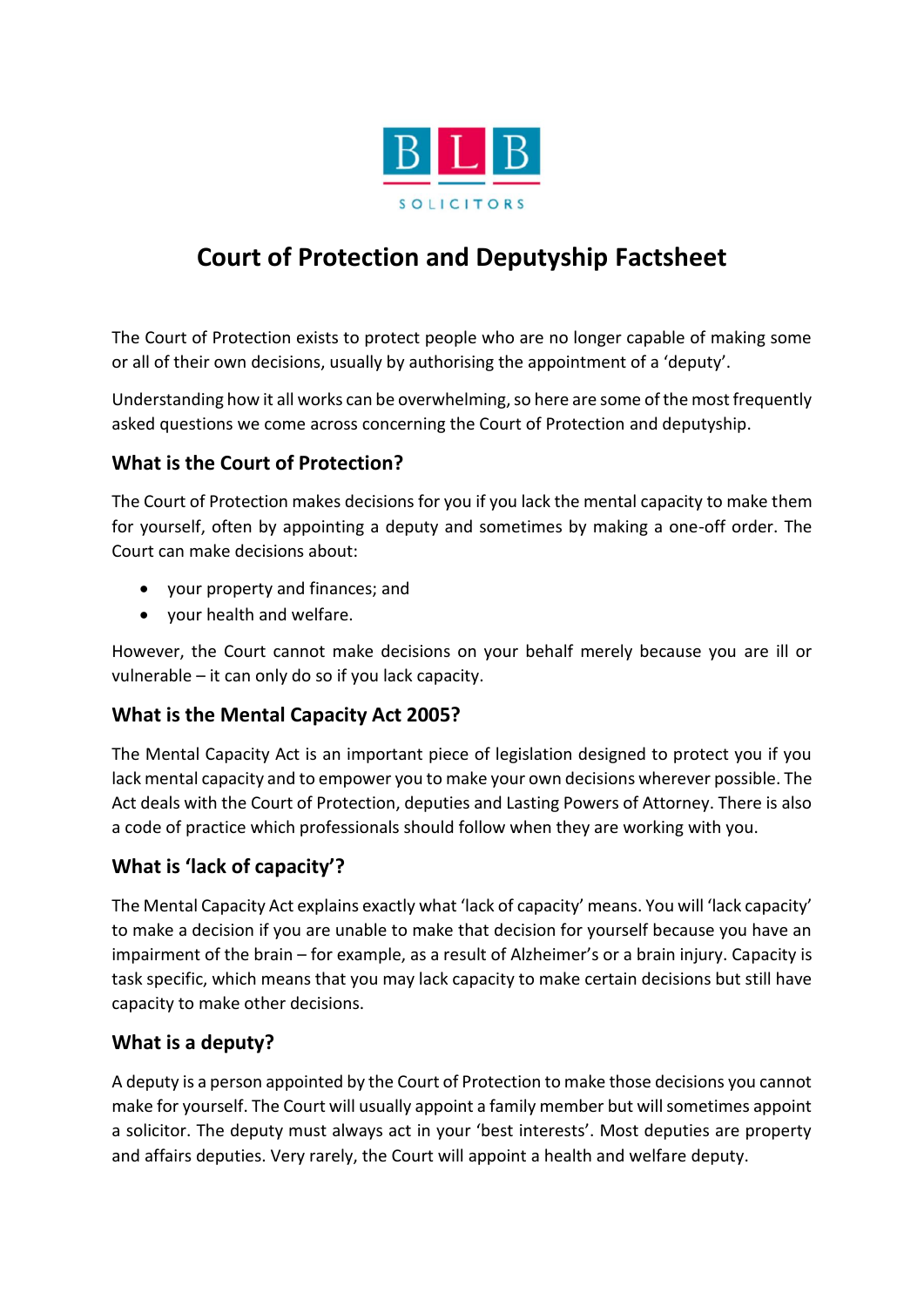BLB SOLICITORS

# Court of Protection and Deputyship Factsheet

The Court of Protection exists to protect people who are no longer capable of making some or all of their own decisions, usually by authorising the appointment of a 'deputy'.

Understanding how it all works can be overwhelming, so here are some of the most frequently asked questions we come across concerning the Court of Protection and deputyship.

## What is the Court of Protection?

The Court of Protection makes decisions for you if you lack the mental capacity to make them for yourself, often by appointing a deputy and sometimes by making a one-off order. The Court can make decisions about:

- your property and finances; and
- your health and welfare.

However, the Court cannot make decisions on your behalf merely because you are ill or vulnerable – it can only do so if you lack capacity.

## What is the Mental Capacity Act 2005?

The Mental Capacity Act is an important piece of legislation designed to protect you if you lack mental capacity and to empower you to make your own decisions wherever possible. The Act deals with the Court of Protection, deputies and Lasting Powers of Attorney. There is also a code of practice which professionals should follow when they are working with you.

## What is 'lack of capacity'?

The Mental Capacity Act explains exactly what 'lack of capacity' means. You will 'lack capacity' to make a decision if you are unable to make that decision for yourself because you have an impairment of the brain – for example, as a result of Alzheimer's or a brain injury. Capacity is task specific, which means that you may lack capacity to make certain decisions but still have capacity to make other decisions.

## What is a deputy?

A deputy is a person appointed by the Court of Protection to make those decisions you cannot make for yourself. The Court will usually appoint a family member but will sometimes appoint a solicitor. The deputy must always act in your 'best interests'. Most deputies are property and affairs deputies. Very rarely, the Court will appoint a health and welfare deputy.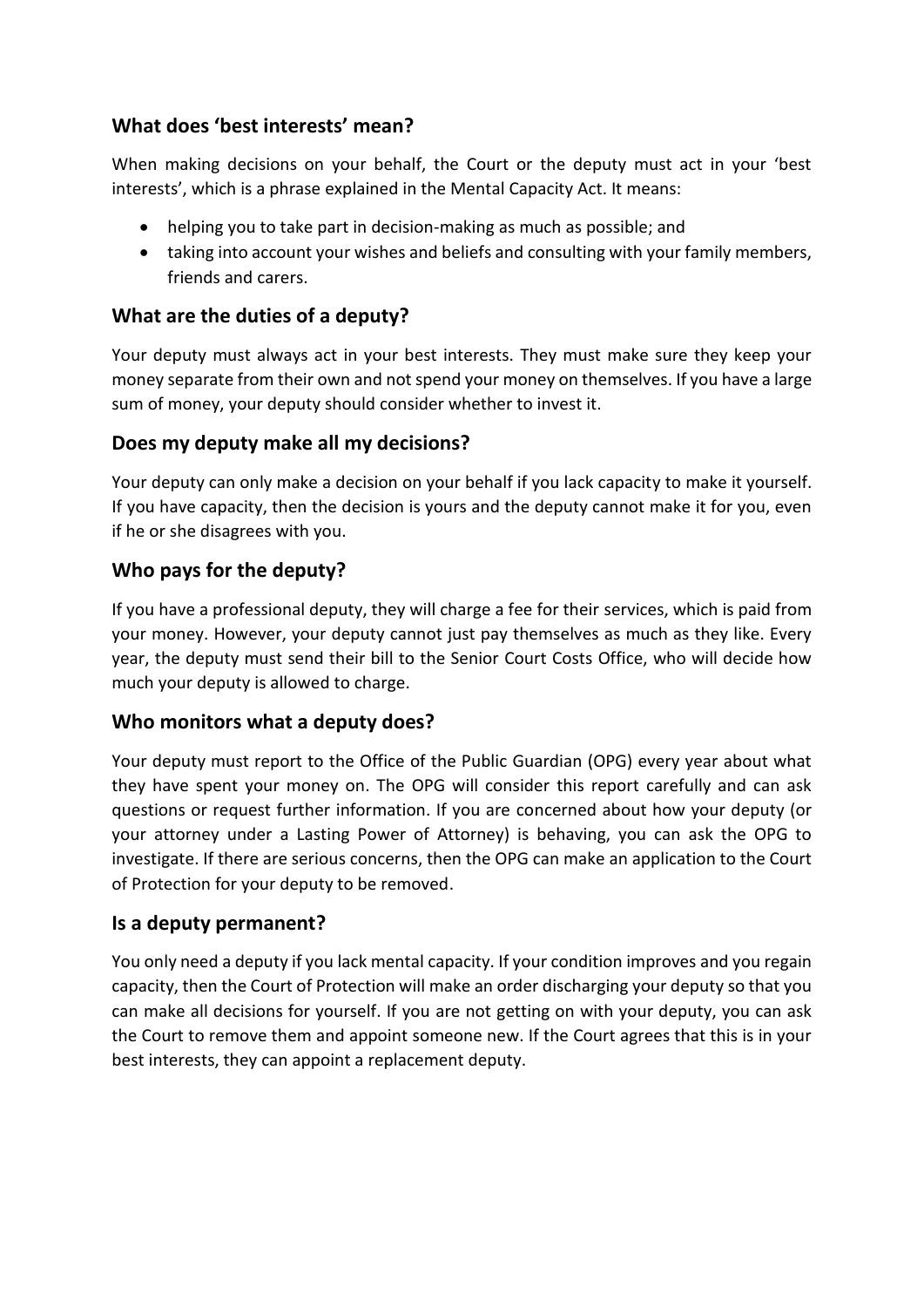## What does 'best interests' mean?

When making decisions on your behalf, the Court or the deputy must act in your 'best interests', which is a phrase explained in the Mental Capacity Act. It means:

- helping you to take part in decision-making as much as possible; and
- taking into account your wishes and beliefs and consulting with your family members, friends and carers.

## What are the duties of a deputy?

Your deputy must always act in your best interests. They must make sure they keep your money separate from their own and not spend your money on themselves. If you have a large sum of money, your deputy should consider whether to invest it.

## Does my deputy make all my decisions?

Your deputy can only make a decision on your behalf if you lack capacity to make it yourself. If you have capacity, then the decision is yours and the deputy cannot make it for you, even if he or she disagrees with you.

## Who pays for the deputy?

If you have a professional deputy, they will charge a fee for their services, which is paid from your money. However, your deputy cannot just pay themselves as much as they like. Every year, the deputy must send their bill to the Senior Court Costs Office, who will decide how much your deputy is allowed to charge.

## Who monitors what a deputy does?

Your deputy must report to the Office of the Public Guardian (OPG) every year about what they have spent your money on. The OPG will consider this report carefully and can ask questions or request further information. If you are concerned about how your deputy (or your attorney under a Lasting Power of Attorney) is behaving, you can ask the OPG to investigate. If there are serious concerns, then the OPG can make an application to the Court of Protection for your deputy to be removed.

## Is a deputy permanent?

You only need a deputy if you lack mental capacity. If your condition improves and you regain capacity, then the Court of Protection will make an order discharging your deputy so that you can make all decisions for yourself. If you are not getting on with your deputy, you can ask the Court to remove them and appoint someone new. If the Court agrees that this is in your best interests, they can appoint a replacement deputy.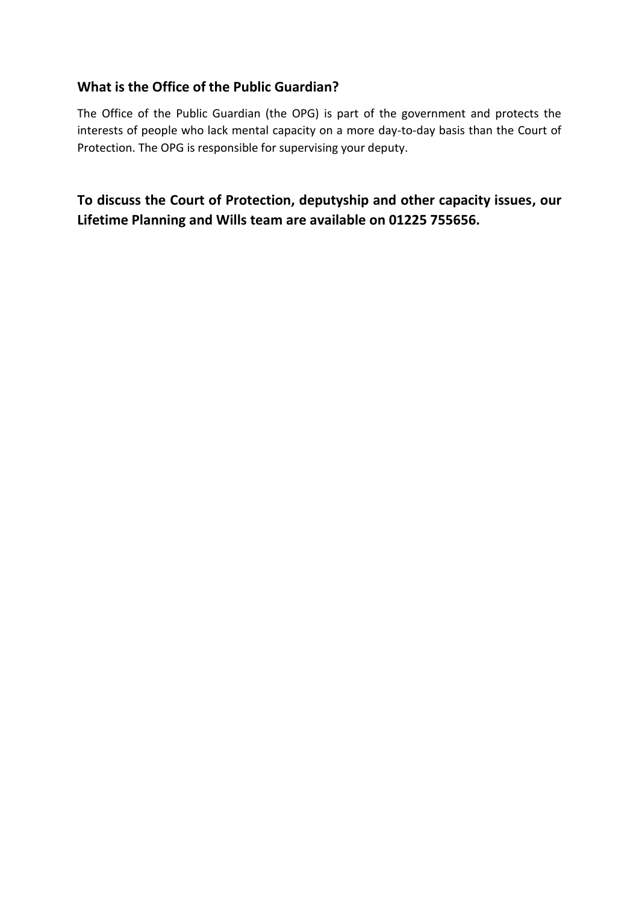## What is the Office of the Public Guardian?

The Office of the Public Guardian (the OPG) is part of the government and protects the interests of people who lack mental capacity on a more day-to-day basis than the Court of Protection. The OPG is responsible for supervising your deputy.

**To discuss the Court of Protection, deputyship and other capacity issues, our Lifetime Planning and Wills team are available on 01225 755656.**